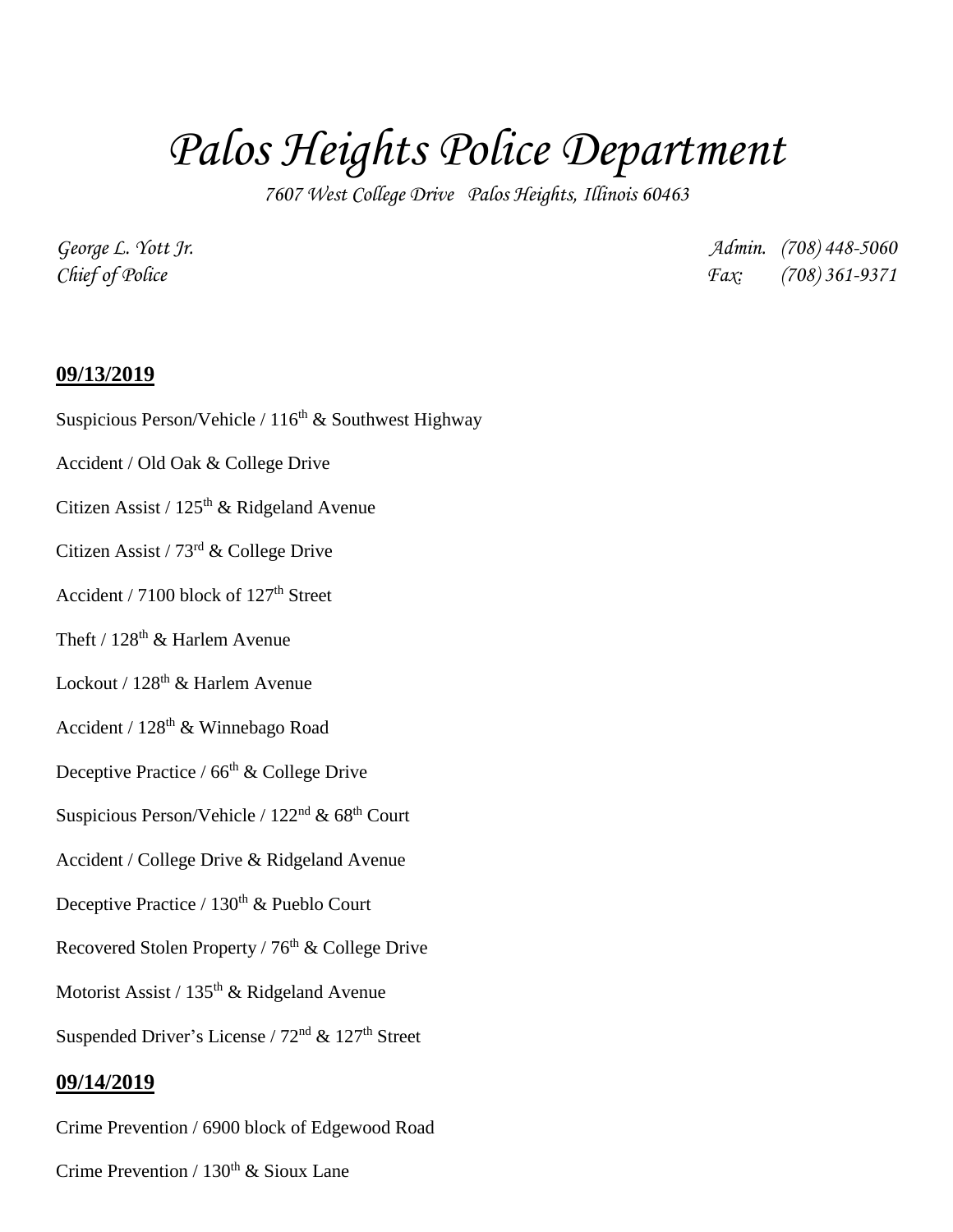# *Palos Heights Police Department*

*7607 West College Drive   Palos Heights, Illinois 60463*

*George L. Yott Jr.*
*Chief of Police*

*Admin.   (708) 448-5060*
*Fax:   (708) 361-9371*

**09/13/2019**

Suspicious Person/Vehicle / 116th & Southwest Highway

Accident / Old Oak & College Drive

Citizen Assist / 125th & Ridgeland Avenue

Citizen Assist / 73rd & College Drive

Accident / 7100 block of 127th Street

Theft / 128th & Harlem Avenue

Lockout / 128th & Harlem Avenue

Accident / 128th & Winnebago Road

Deceptive Practice / 66th & College Drive

Suspicious Person/Vehicle / 122nd & 68th Court

Accident / College Drive & Ridgeland Avenue

Deceptive Practice / 130th & Pueblo Court

Recovered Stolen Property / 76th & College Drive

Motorist Assist / 135th & Ridgeland Avenue

Suspended Driver's License / 72nd & 127th Street

**09/14/2019**

Crime Prevention / 6900 block of Edgewood Road

Crime Prevention / 130th & Sioux Lane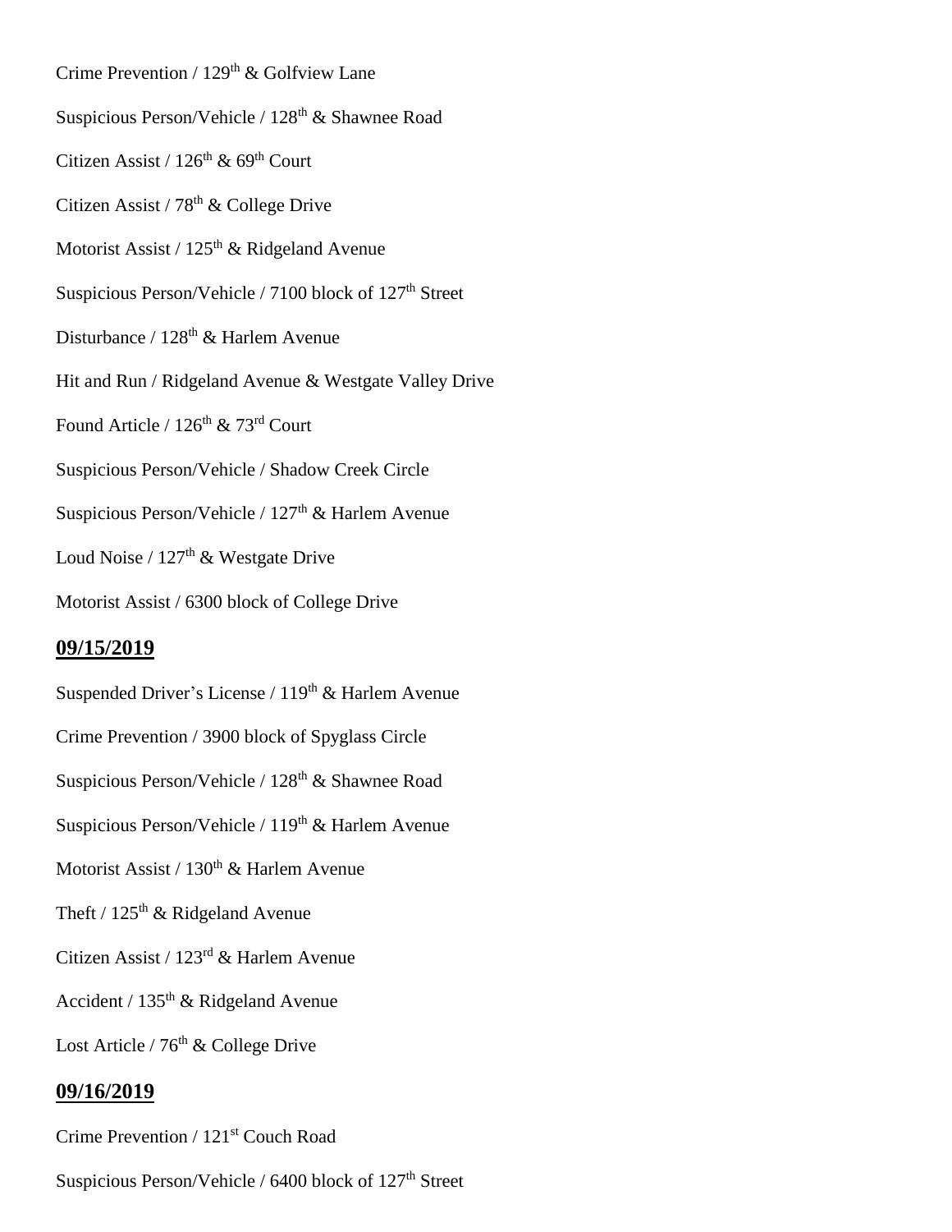Crime Prevention / 129th & Golfview Lane

Suspicious Person/Vehicle / 128th & Shawnee Road

Citizen Assist / 126th & 69th Court

Citizen Assist / 78th & College Drive

Motorist Assist / 125th & Ridgeland Avenue

Suspicious Person/Vehicle / 7100 block of 127th Street

Disturbance / 128th & Harlem Avenue

Hit and Run / Ridgeland Avenue & Westgate Valley Drive

Found Article / 126th & 73rd Court

Suspicious Person/Vehicle / Shadow Creek Circle

Suspicious Person/Vehicle / 127th & Harlem Avenue

Loud Noise / 127th & Westgate Drive

Motorist Assist / 6300 block of College Drive

## 09/15/2019

Suspended Driver's License / 119th & Harlem Avenue

Crime Prevention / 3900 block of Spyglass Circle

Suspicious Person/Vehicle / 128th & Shawnee Road

Suspicious Person/Vehicle / 119th & Harlem Avenue

Motorist Assist / 130th & Harlem Avenue

Theft / 125th & Ridgeland Avenue

Citizen Assist / 123rd & Harlem Avenue

Accident / 135th & Ridgeland Avenue

Lost Article / 76th & College Drive

## 09/16/2019

Crime Prevention / 121st Couch Road

Suspicious Person/Vehicle / 6400 block of 127th Street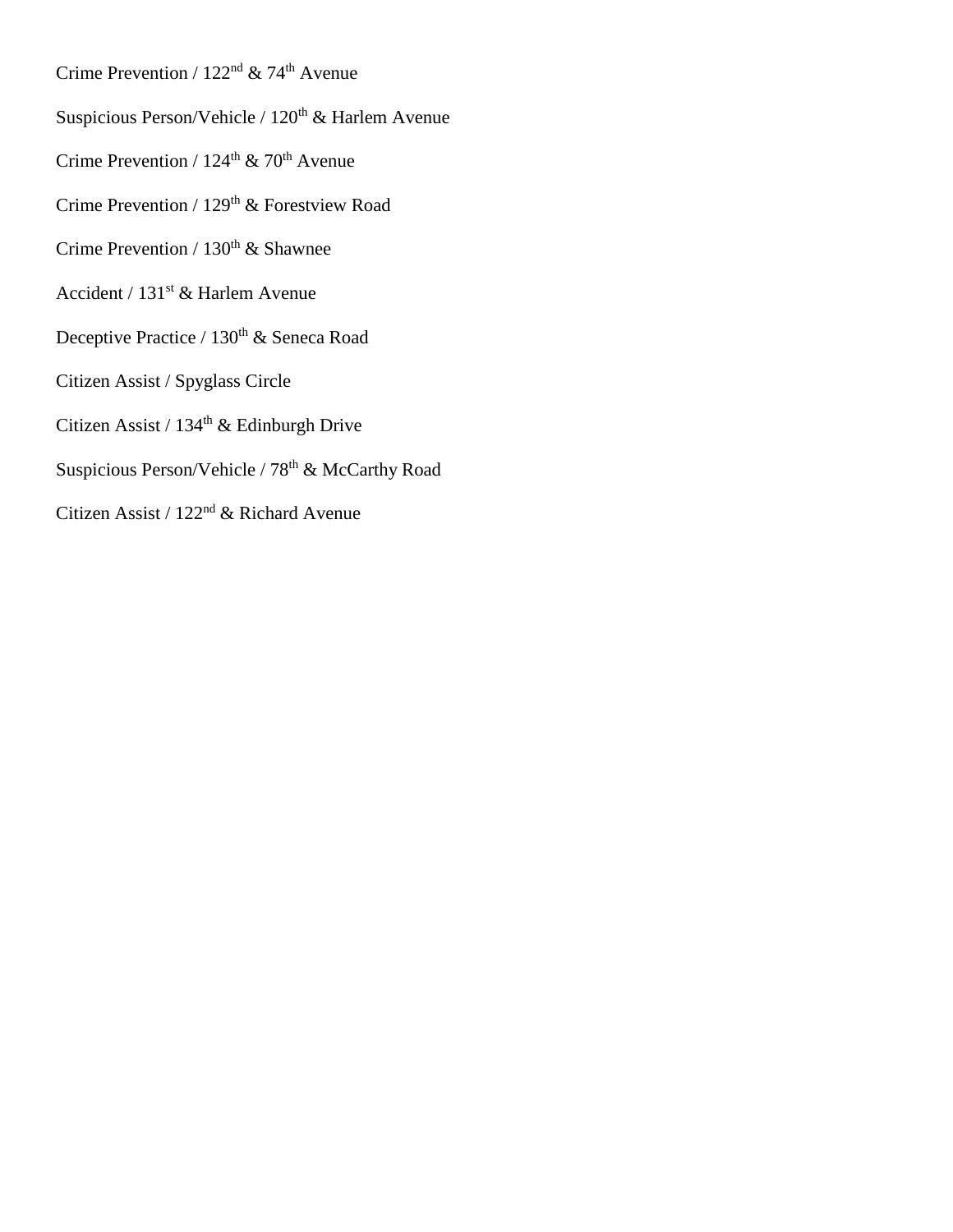Crime Prevention / 122nd & 74th Avenue

Suspicious Person/Vehicle / 120th & Harlem Avenue

Crime Prevention / 124th & 70th Avenue

Crime Prevention / 129th & Forestview Road

Crime Prevention / 130th & Shawnee

Accident / 131st & Harlem Avenue

Deceptive Practice / 130th & Seneca Road

Citizen Assist / Spyglass Circle

Citizen Assist / 134th & Edinburgh Drive

Suspicious Person/Vehicle / 78th & McCarthy Road

Citizen Assist / 122nd & Richard Avenue